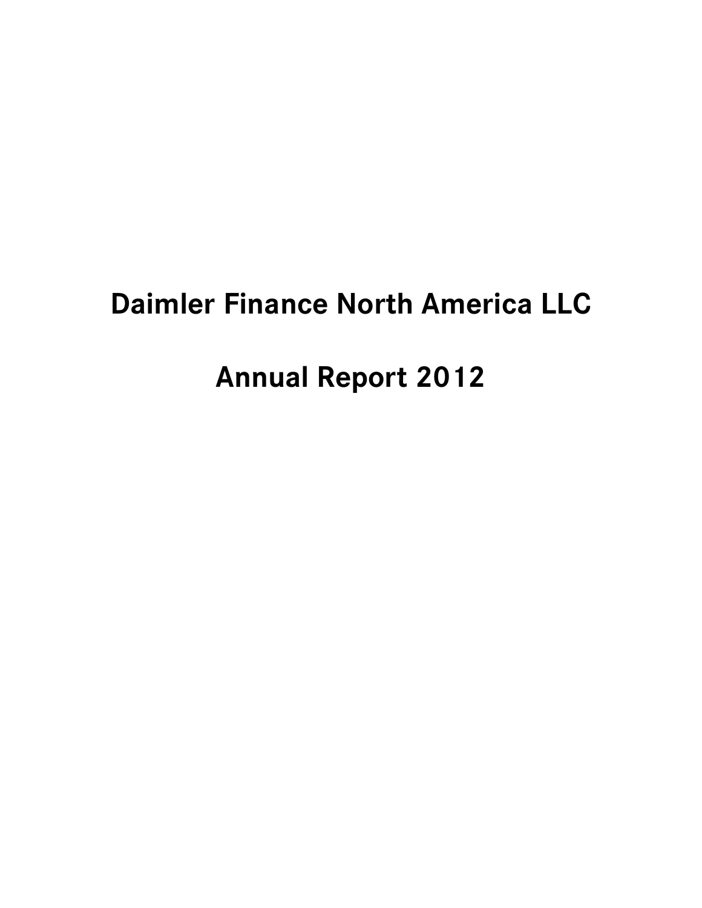# Daimler Finance North America LLC

# Annual Report 2012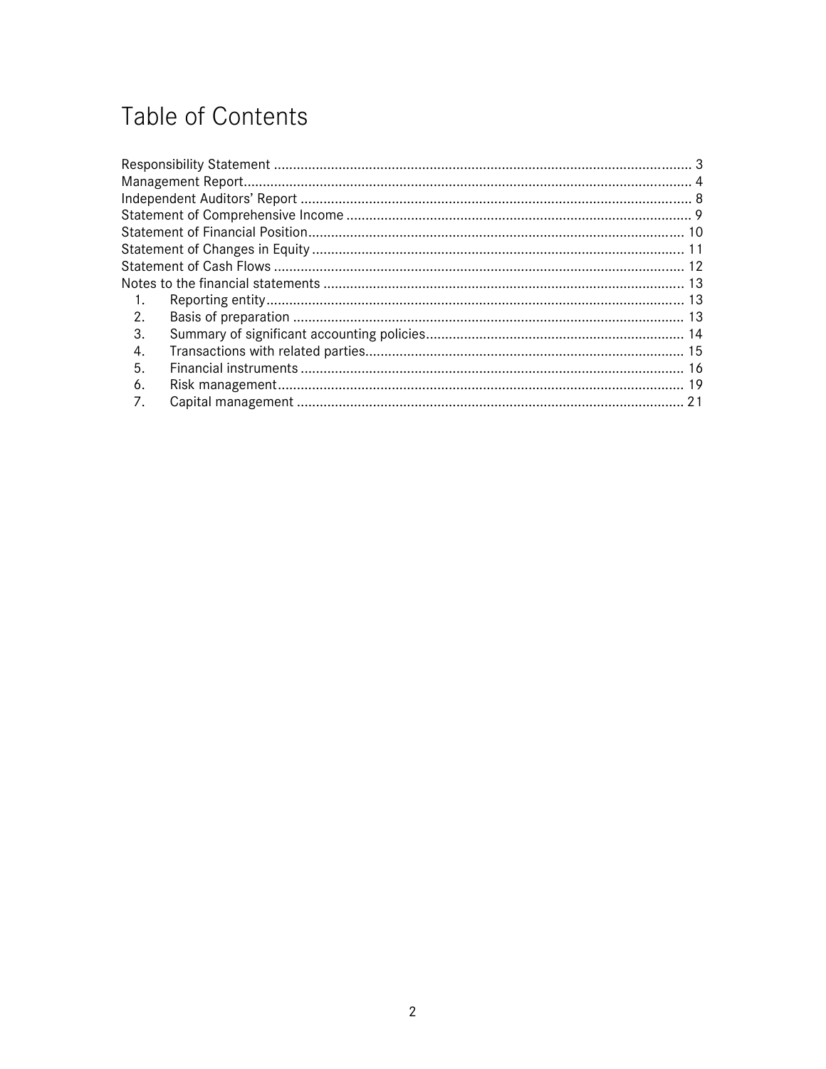# Table of Contents

| | |
|---|---|
| Responsibility Statement | 3 |
| Management Report | 4 |
| Independent Auditors' Report | 8 |
| Statement of Comprehensive Income | 9 |
| Statement of Financial Position | 10 |
| Statement of Changes in Equity | 11 |
| Statement of Cash Flows | 12 |
| Notes to the financial statements | 13 |
| 1. Reporting entity | 13 |
| 2. Basis of preparation | 13 |
| 3. Summary of significant accounting policies | 14 |
| 4. Transactions with related parties | 15 |
| 5. Financial instruments | 16 |
| 6. Risk management | 19 |
| 7. Capital management | 21 |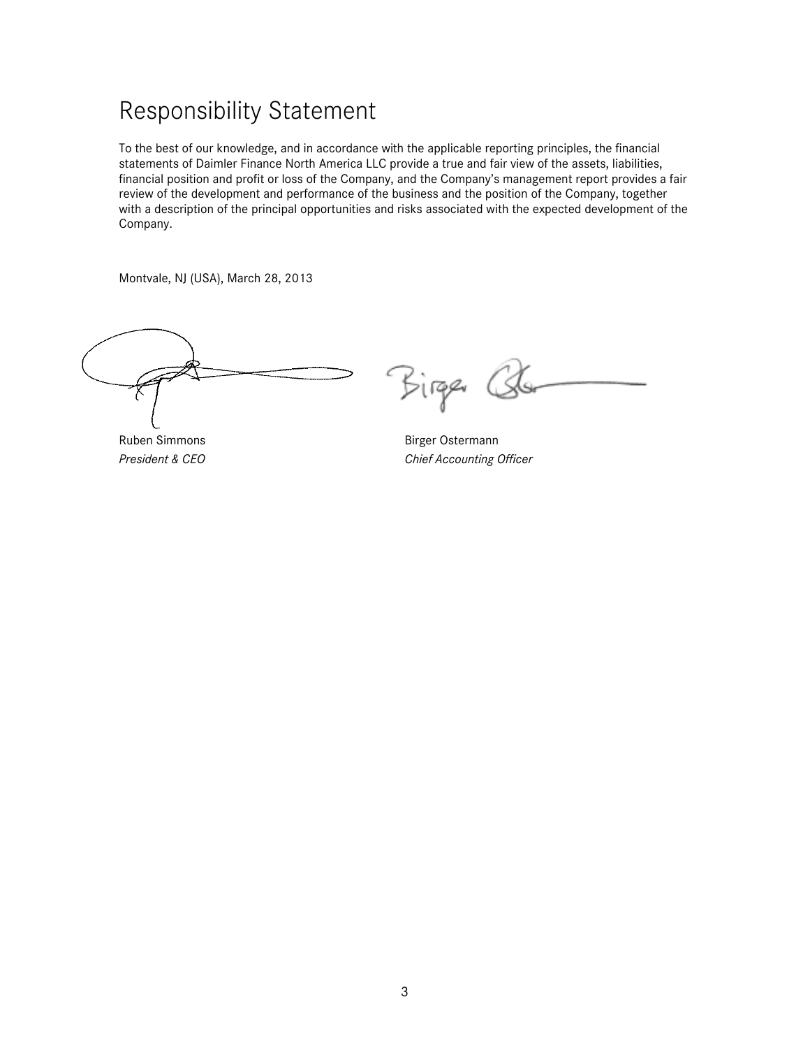# Responsibility Statement

To the best of our knowledge, and in accordance with the applicable reporting principles, the financial statements of Daimler Finance North America LLC provide a true and fair view of the assets, liabilities, financial position and profit or loss of the Company, and the Company's management report provides a fair review of the development and performance of the business and the position of the Company, together with a description of the principal opportunities and risks associated with the expected development of the Company.

Montvale, NJ (USA), March 28, 2013

Ruben Simmons
*President & CEO*

Birger Ostermann
*Chief Accounting Officer*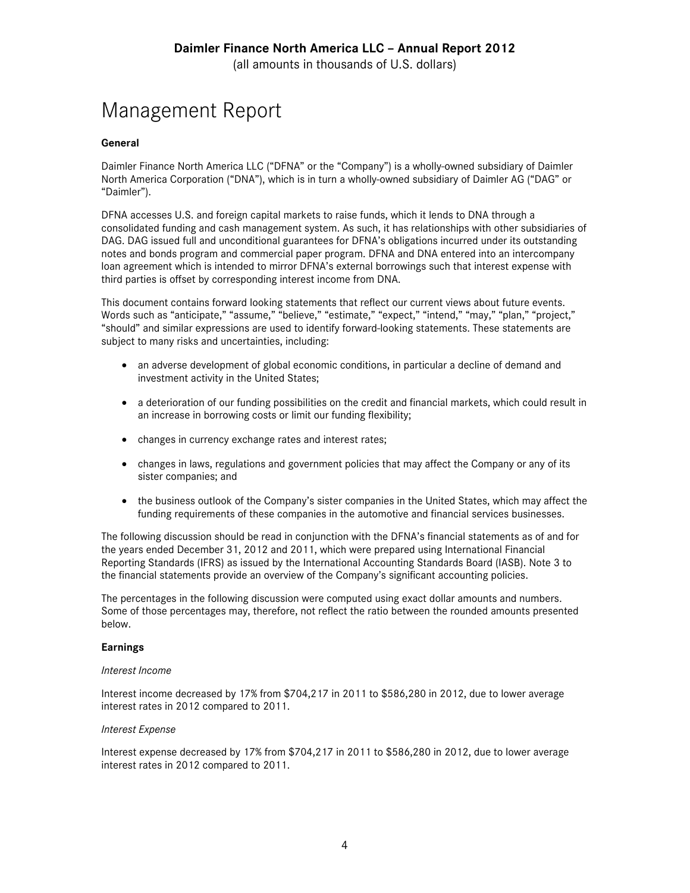# Management Report

**General**

Daimler Finance North America LLC ("DFNA" or the "Company") is a wholly-owned subsidiary of Daimler North America Corporation ("DNA"), which is in turn a wholly-owned subsidiary of Daimler AG ("DAG" or "Daimler").

DFNA accesses U.S. and foreign capital markets to raise funds, which it lends to DNA through a consolidated funding and cash management system. As such, it has relationships with other subsidiaries of DAG. DAG issued full and unconditional guarantees for DFNA's obligations incurred under its outstanding notes and bonds program and commercial paper program. DFNA and DNA entered into an intercompany loan agreement which is intended to mirror DFNA's external borrowings such that interest expense with third parties is offset by corresponding interest income from DNA.

This document contains forward looking statements that reflect our current views about future events. Words such as "anticipate," "assume," "believe," "estimate," "expect," "intend," "may," "plan," "project," "should" and similar expressions are used to identify forward-looking statements. These statements are subject to many risks and uncertainties, including:

- an adverse development of global economic conditions, in particular a decline of demand and investment activity in the United States;
- a deterioration of our funding possibilities on the credit and financial markets, which could result in an increase in borrowing costs or limit our funding flexibility;
- changes in currency exchange rates and interest rates;
- changes in laws, regulations and government policies that may affect the Company or any of its sister companies; and
- the business outlook of the Company's sister companies in the United States, which may affect the funding requirements of these companies in the automotive and financial services businesses.

The following discussion should be read in conjunction with the DFNA's financial statements as of and for the years ended December 31, 2012 and 2011, which were prepared using International Financial Reporting Standards (IFRS) as issued by the International Accounting Standards Board (IASB). Note 3 to the financial statements provide an overview of the Company's significant accounting policies.

The percentages in the following discussion were computed using exact dollar amounts and numbers. Some of those percentages may, therefore, not reflect the ratio between the rounded amounts presented below.

**Earnings**

*Interest Income*

Interest income decreased by 17% from $704,217 in 2011 to $586,280 in 2012, due to lower average interest rates in 2012 compared to 2011.

*Interest Expense*

Interest expense decreased by 17% from $704,217 in 2011 to $586,280 in 2012, due to lower average interest rates in 2012 compared to 2011.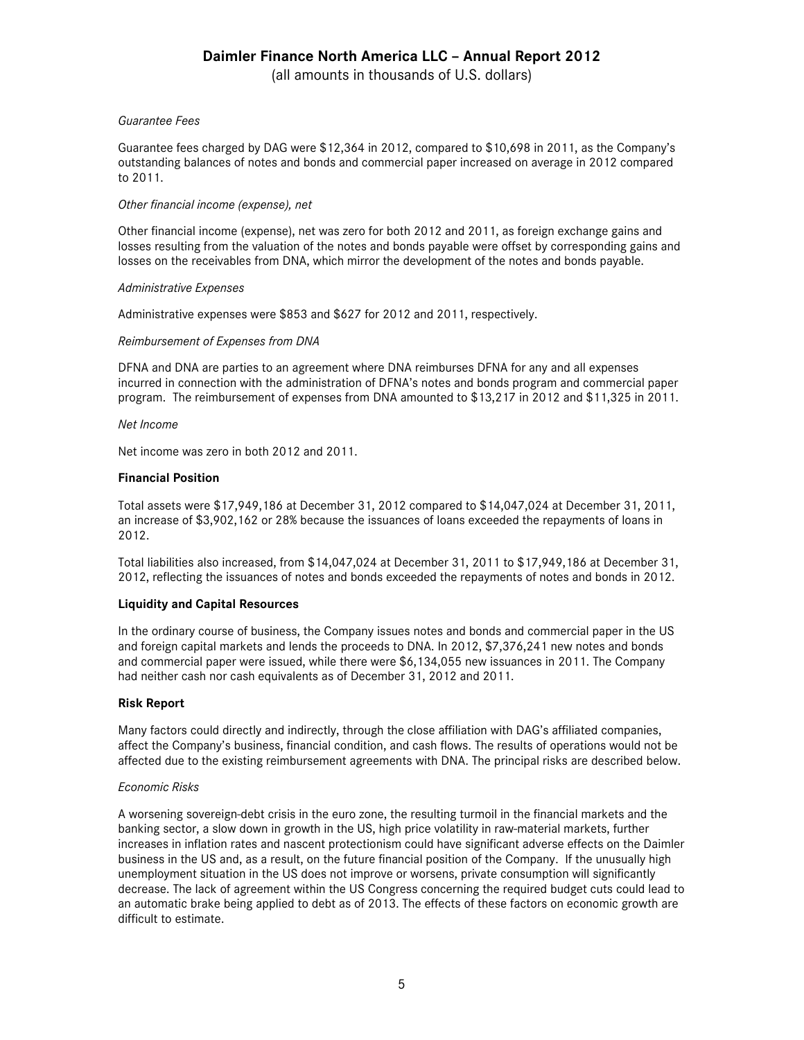*Guarantee Fees*

Guarantee fees charged by DAG were $12,364 in 2012, compared to $10,698 in 2011, as the Company's outstanding balances of notes and bonds and commercial paper increased on average in 2012 compared to 2011.

*Other financial income (expense), net*

Other financial income (expense), net was zero for both 2012 and 2011, as foreign exchange gains and losses resulting from the valuation of the notes and bonds payable were offset by corresponding gains and losses on the receivables from DNA, which mirror the development of the notes and bonds payable.

*Administrative Expenses*

Administrative expenses were $853 and $627 for 2012 and 2011, respectively.

*Reimbursement of Expenses from DNA*

DFNA and DNA are parties to an agreement where DNA reimburses DFNA for any and all expenses incurred in connection with the administration of DFNA's notes and bonds program and commercial paper program. The reimbursement of expenses from DNA amounted to $13,217 in 2012 and $11,325 in 2011.

*Net Income*

Net income was zero in both 2012 and 2011.

**Financial Position**

Total assets were $17,949,186 at December 31, 2012 compared to $14,047,024 at December 31, 2011, an increase of $3,902,162 or 28% because the issuances of loans exceeded the repayments of loans in 2012.

Total liabilities also increased, from $14,047,024 at December 31, 2011 to $17,949,186 at December 31, 2012, reflecting the issuances of notes and bonds exceeded the repayments of notes and bonds in 2012.

**Liquidity and Capital Resources**

In the ordinary course of business, the Company issues notes and bonds and commercial paper in the US and foreign capital markets and lends the proceeds to DNA. In 2012, $7,376,241 new notes and bonds and commercial paper were issued, while there were $6,134,055 new issuances in 2011. The Company had neither cash nor cash equivalents as of December 31, 2012 and 2011.

**Risk Report**

Many factors could directly and indirectly, through the close affiliation with DAG's affiliated companies, affect the Company's business, financial condition, and cash flows. The results of operations would not be affected due to the existing reimbursement agreements with DNA. The principal risks are described below.

*Economic Risks*

A worsening sovereign-debt crisis in the euro zone, the resulting turmoil in the financial markets and the banking sector, a slow down in growth in the US, high price volatility in raw-material markets, further increases in inflation rates and nascent protectionism could have significant adverse effects on the Daimler business in the US and, as a result, on the future financial position of the Company. If the unusually high unemployment situation in the US does not improve or worsens, private consumption will significantly decrease. The lack of agreement within the US Congress concerning the required budget cuts could lead to an automatic brake being applied to debt as of 2013. The effects of these factors on economic growth are difficult to estimate.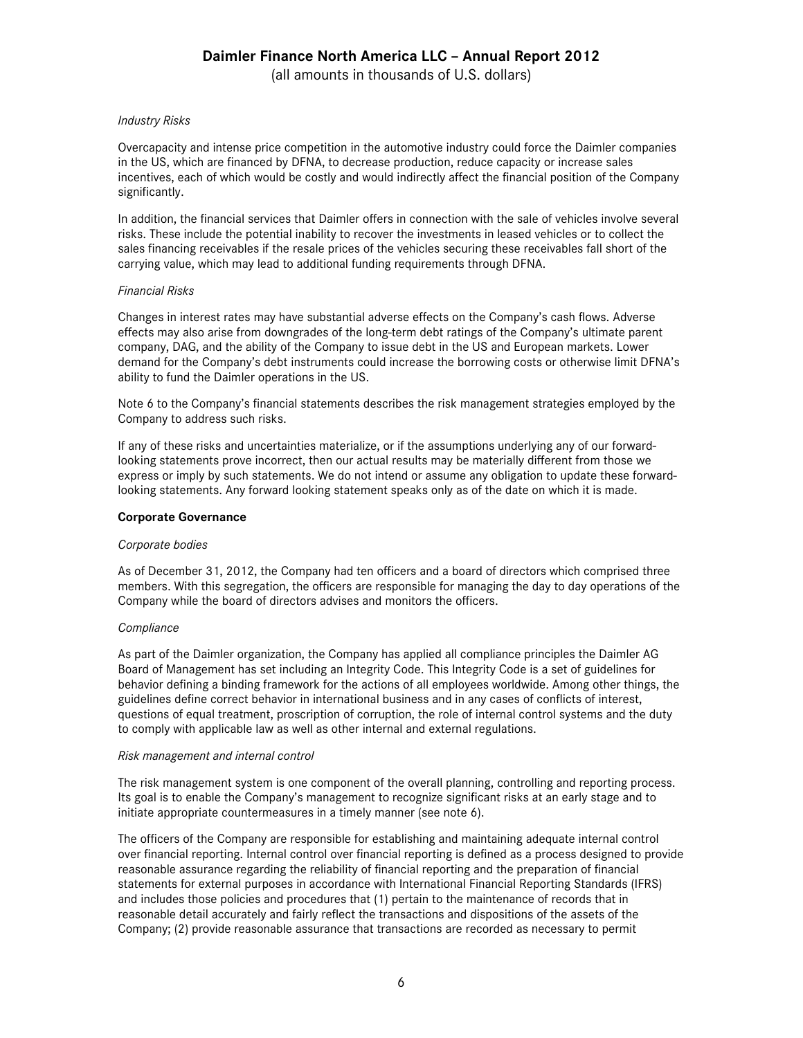*Industry Risks*

Overcapacity and intense price competition in the automotive industry could force the Daimler companies in the US, which are financed by DFNA, to decrease production, reduce capacity or increase sales incentives, each of which would be costly and would indirectly affect the financial position of the Company significantly.

In addition, the financial services that Daimler offers in connection with the sale of vehicles involve several risks. These include the potential inability to recover the investments in leased vehicles or to collect the sales financing receivables if the resale prices of the vehicles securing these receivables fall short of the carrying value, which may lead to additional funding requirements through DFNA.

*Financial Risks*

Changes in interest rates may have substantial adverse effects on the Company's cash flows. Adverse effects may also arise from downgrades of the long-term debt ratings of the Company's ultimate parent company, DAG, and the ability of the Company to issue debt in the US and European markets. Lower demand for the Company's debt instruments could increase the borrowing costs or otherwise limit DFNA's ability to fund the Daimler operations in the US.

Note 6 to the Company's financial statements describes the risk management strategies employed by the Company to address such risks.

If any of these risks and uncertainties materialize, or if the assumptions underlying any of our forward-looking statements prove incorrect, then our actual results may be materially different from those we express or imply by such statements. We do not intend or assume any obligation to update these forward-looking statements. Any forward looking statement speaks only as of the date on which it is made.

**Corporate Governance**

*Corporate bodies*

As of December 31, 2012, the Company had ten officers and a board of directors which comprised three members. With this segregation, the officers are responsible for managing the day to day operations of the Company while the board of directors advises and monitors the officers.

*Compliance*

As part of the Daimler organization, the Company has applied all compliance principles the Daimler AG Board of Management has set including an Integrity Code. This Integrity Code is a set of guidelines for behavior defining a binding framework for the actions of all employees worldwide. Among other things, the guidelines define correct behavior in international business and in any cases of conflicts of interest, questions of equal treatment, proscription of corruption, the role of internal control systems and the duty to comply with applicable law as well as other internal and external regulations.

*Risk management and internal control*

The risk management system is one component of the overall planning, controlling and reporting process. Its goal is to enable the Company's management to recognize significant risks at an early stage and to initiate appropriate countermeasures in a timely manner (see note 6).

The officers of the Company are responsible for establishing and maintaining adequate internal control over financial reporting. Internal control over financial reporting is defined as a process designed to provide reasonable assurance regarding the reliability of financial reporting and the preparation of financial statements for external purposes in accordance with International Financial Reporting Standards (IFRS) and includes those policies and procedures that (1) pertain to the maintenance of records that in reasonable detail accurately and fairly reflect the transactions and dispositions of the assets of the Company; (2) provide reasonable assurance that transactions are recorded as necessary to permit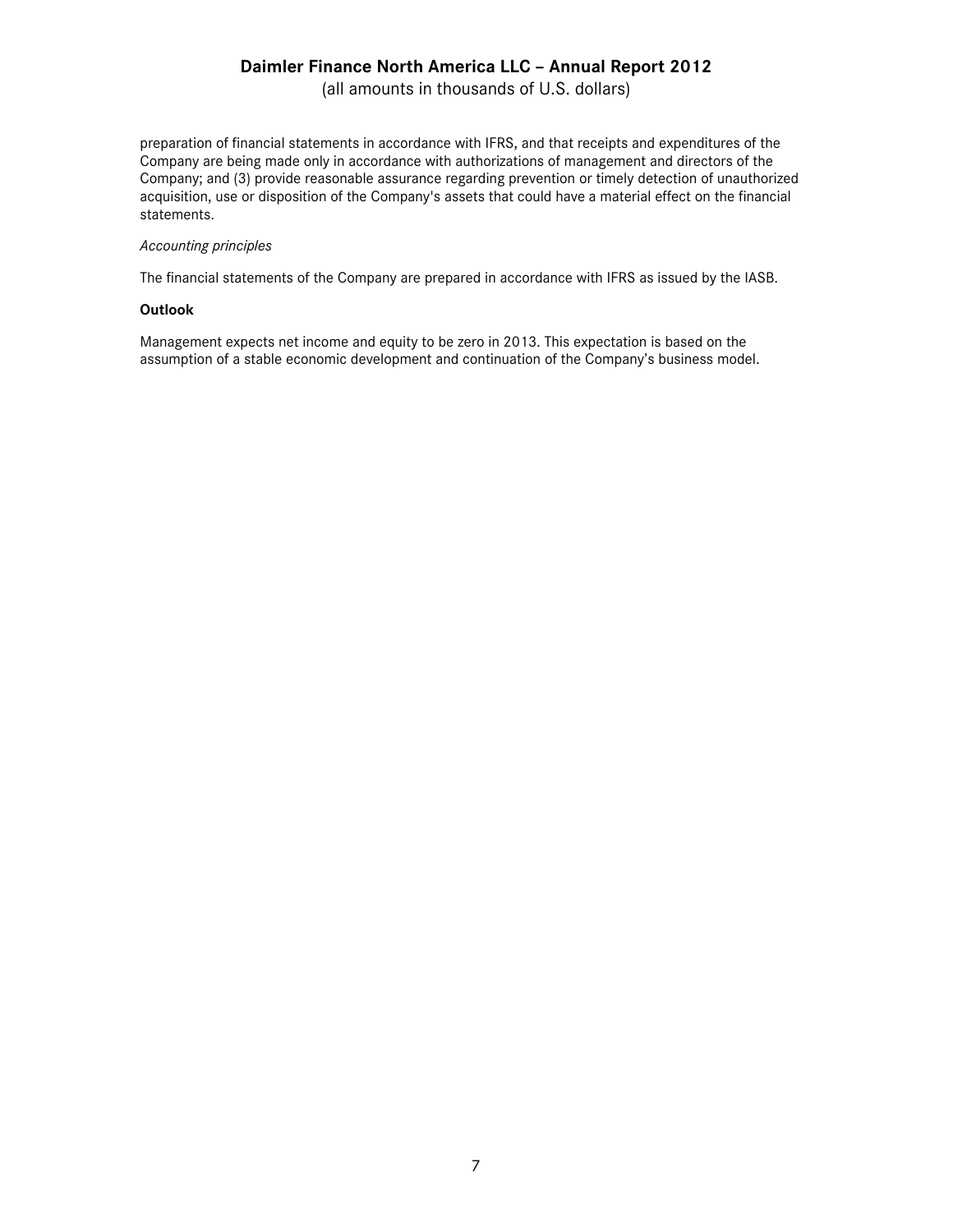preparation of financial statements in accordance with IFRS, and that receipts and expenditures of the Company are being made only in accordance with authorizations of management and directors of the Company; and (3) provide reasonable assurance regarding prevention or timely detection of unauthorized acquisition, use or disposition of the Company's assets that could have a material effect on the financial statements.

*Accounting principles*

The financial statements of the Company are prepared in accordance with IFRS as issued by the IASB.

**Outlook**

Management expects net income and equity to be zero in 2013. This expectation is based on the assumption of a stable economic development and continuation of the Company's business model.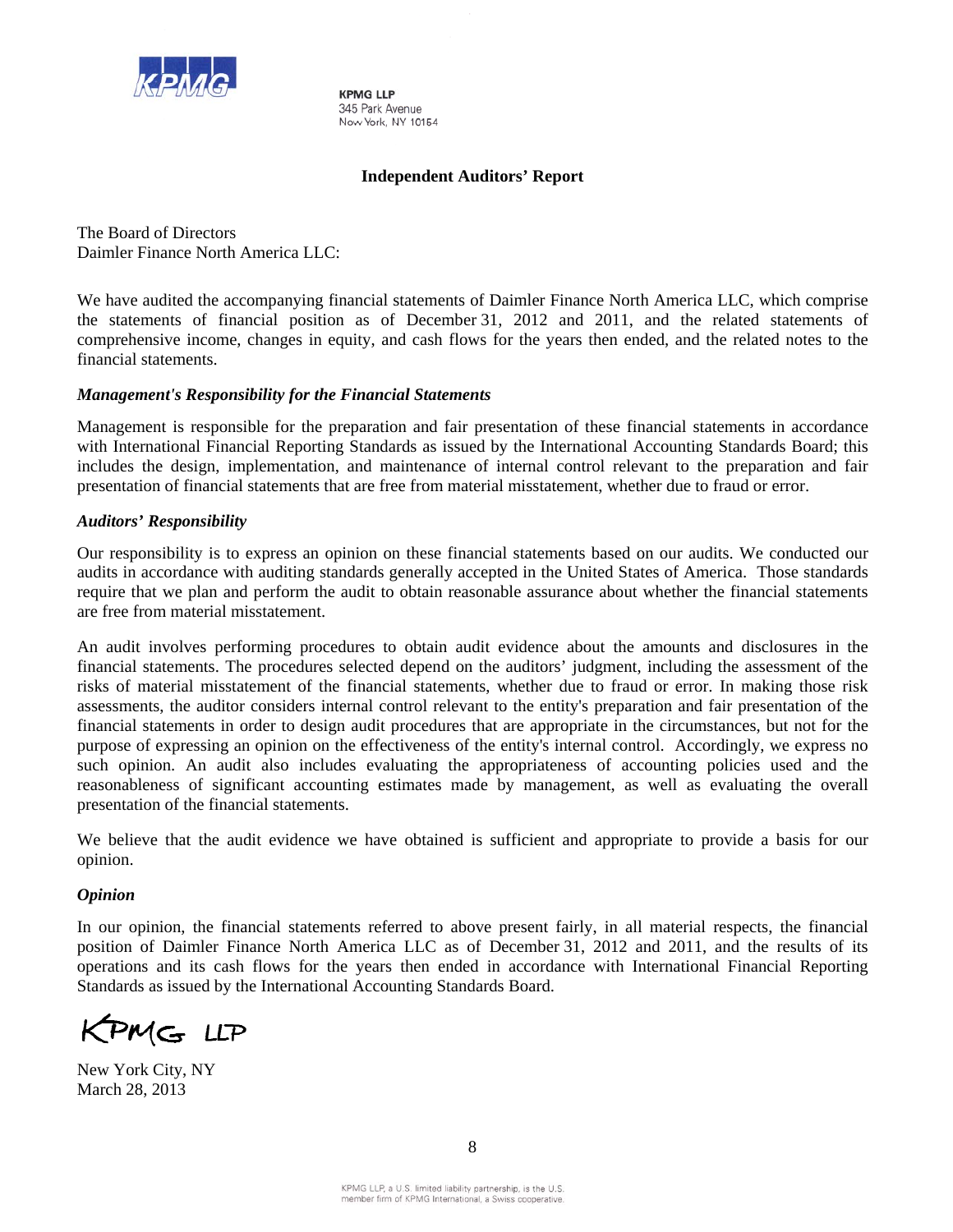**KPMG LLP**
345 Park Avenue
New York, NY 10154

## Independent Auditors' Report

The Board of Directors
Daimler Finance North America LLC:

We have audited the accompanying financial statements of Daimler Finance North America LLC, which comprise the statements of financial position as of December 31, 2012 and 2011, and the related statements of comprehensive income, changes in equity, and cash flows for the years then ended, and the related notes to the financial statements.

### *Management's Responsibility for the Financial Statements*

Management is responsible for the preparation and fair presentation of these financial statements in accordance with International Financial Reporting Standards as issued by the International Accounting Standards Board; this includes the design, implementation, and maintenance of internal control relevant to the preparation and fair presentation of financial statements that are free from material misstatement, whether due to fraud or error.

### *Auditors' Responsibility*

Our responsibility is to express an opinion on these financial statements based on our audits. We conducted our audits in accordance with auditing standards generally accepted in the United States of America. Those standards require that we plan and perform the audit to obtain reasonable assurance about whether the financial statements are free from material misstatement.

An audit involves performing procedures to obtain audit evidence about the amounts and disclosures in the financial statements. The procedures selected depend on the auditors' judgment, including the assessment of the risks of material misstatement of the financial statements, whether due to fraud or error. In making those risk assessments, the auditor considers internal control relevant to the entity's preparation and fair presentation of the financial statements in order to design audit procedures that are appropriate in the circumstances, but not for the purpose of expressing an opinion on the effectiveness of the entity's internal control. Accordingly, we express no such opinion. An audit also includes evaluating the appropriateness of accounting policies used and the reasonableness of significant accounting estimates made by management, as well as evaluating the overall presentation of the financial statements.

We believe that the audit evidence we have obtained is sufficient and appropriate to provide a basis for our opinion.

### *Opinion*

In our opinion, the financial statements referred to above present fairly, in all material respects, the financial position of Daimler Finance North America LLC as of December 31, 2012 and 2011, and the results of its operations and its cash flows for the years then ended in accordance with International Financial Reporting Standards as issued by the International Accounting Standards Board.

KPMG LLP

New York City, NY
March 28, 2013

KPMG LLP, a U.S. limited liability partnership, is the U.S. member firm of KPMG International, a Swiss cooperative.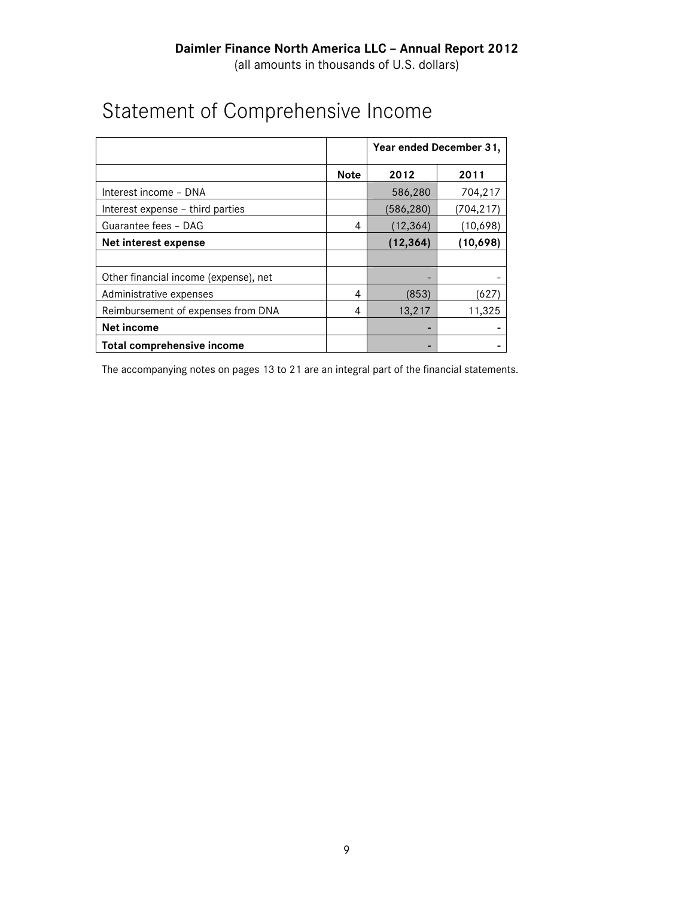Daimler Finance North America LLC – Annual Report 2012
(all amounts in thousands of U.S. dollars)

# Statement of Comprehensive Income

| | | Year ended December 31, | |
|---|---|---|---|
| | **Note** | **2012** | **2011** |
| Interest income – DNA | | 586,280 | 704,217 |
| Interest expense – third parties | | (586,280) | (704,217) |
| Guarantee fees – DAG | 4 | (12,364) | (10,698) |
| **Net interest expense** | | **(12,364)** | **(10,698)** |
| | | | |
| Other financial income (expense), net | | - | - |
| Administrative expenses | 4 | (853) | (627) |
| Reimbursement of expenses from DNA | 4 | 13,217 | 11,325 |
| **Net income** | | - | - |
| **Total comprehensive income** | | - | - |

The accompanying notes on pages 13 to 21 are an integral part of the financial statements.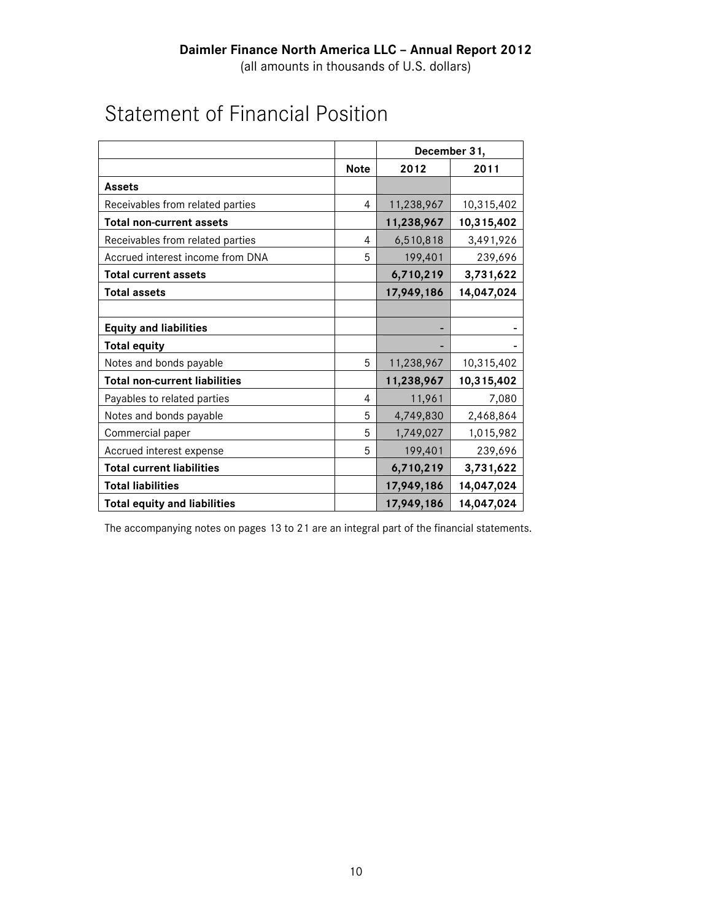**Daimler Finance North America LLC – Annual Report 2012**
(all amounts in thousands of U.S. dollars)

# Statement of Financial Position

| | | December 31, | |
|---|---|---|---|
| | **Note** | **2012** | **2011** |
| **Assets** | | | |
| Receivables from related parties | 4 | 11,238,967 | 10,315,402 |
| **Total non-current assets** | | **11,238,967** | **10,315,402** |
| Receivables from related parties | 4 | 6,510,818 | 3,491,926 |
| Accrued interest income from DNA | 5 | 199,401 | 239,696 |
| **Total current assets** | | **6,710,219** | **3,731,622** |
| **Total assets** | | **17,949,186** | **14,047,024** |
| | | | |
| **Equity and liabilities** | | - | - |
| **Total equity** | | - | - |
| Notes and bonds payable | 5 | 11,238,967 | 10,315,402 |
| **Total non-current liabilities** | | **11,238,967** | **10,315,402** |
| Payables to related parties | 4 | 11,961 | 7,080 |
| Notes and bonds payable | 5 | 4,749,830 | 2,468,864 |
| Commercial paper | 5 | 1,749,027 | 1,015,982 |
| Accrued interest expense | 5 | 199,401 | 239,696 |
| **Total current liabilities** | | **6,710,219** | **3,731,622** |
| **Total liabilities** | | **17,949,186** | **14,047,024** |
| **Total equity and liabilities** | | **17,949,186** | **14,047,024** |

The accompanying notes on pages 13 to 21 are an integral part of the financial statements.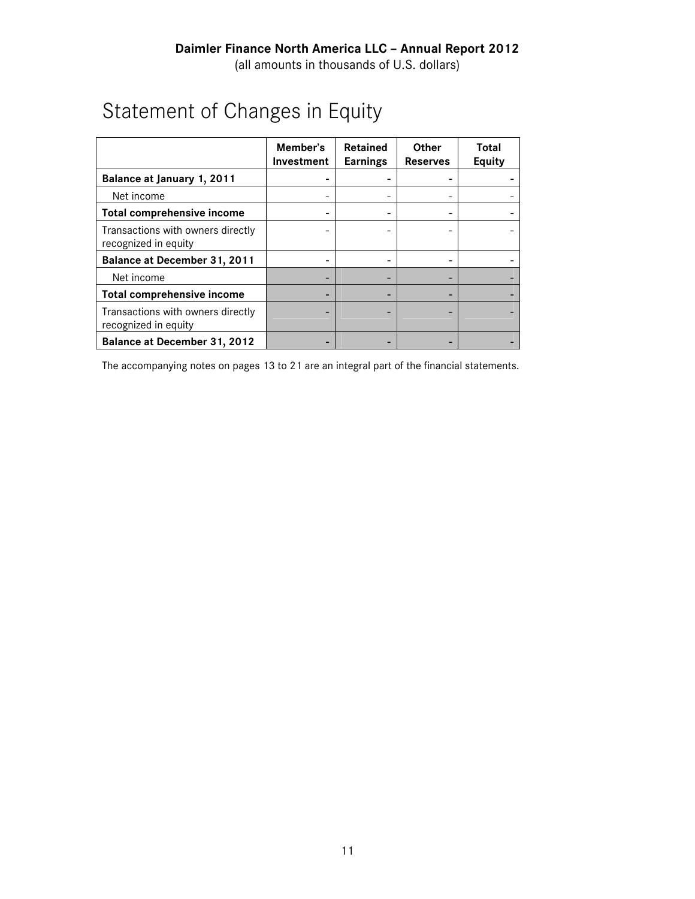Daimler Finance North America LLC – Annual Report 2012

(all amounts in thousands of U.S. dollars)

# Statement of Changes in Equity

| | Member's Investment | Retained Earnings | Other Reserves | Total Equity |
|---|---|---|---|---|
| **Balance at January 1, 2011** | - | - | - | - |
| Net income | - | - | - | - |
| **Total comprehensive income** | - | - | - | - |
| Transactions with owners directly recognized in equity | - | - | - | - |
| **Balance at December 31, 2011** | - | - | - | - |
| Net income | - | - | - | - |
| **Total comprehensive income** | - | - | - | - |
| Transactions with owners directly recognized in equity | - | - | - | - |
| **Balance at December 31, 2012** | - | - | - | - |

The accompanying notes on pages 13 to 21 are an integral part of the financial statements.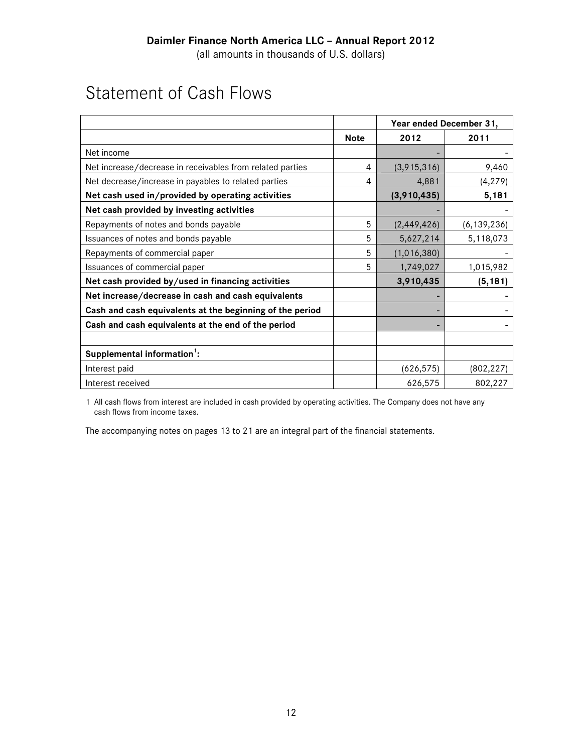# Daimler Finance North America LLC – Annual Report 2012

(all amounts in thousands of U.S. dollars)

## Statement of Cash Flows

| | | Year ended December 31, | |
|---|---|---|---|
| | **Note** | **2012** | **2011** |
| Net income | | - | - |
| Net increase/decrease in receivables from related parties | 4 | (3,915,316) | 9,460 |
| Net decrease/increase in payables to related parties | 4 | 4,881 | (4,279) |
| **Net cash used in/provided by operating activities** | | **(3,910,435)** | **5,181** |
| **Net cash provided by investing activities** | | - | - |
| Repayments of notes and bonds payable | 5 | (2,449,426) | (6,139,236) |
| Issuances of notes and bonds payable | 5 | 5,627,214 | 5,118,073 |
| Repayments of commercial paper | 5 | (1,016,380) | - |
| Issuances of commercial paper | 5 | 1,749,027 | 1,015,982 |
| **Net cash provided by/used in financing activities** | | **3,910,435** | **(5,181)** |
| **Net increase/decrease in cash and cash equivalents** | | - | - |
| **Cash and cash equivalents at the beginning of the period** | | - | - |
| **Cash and cash equivalents at the end of the period** | | - | - |
| | | | |
| **Supplemental information[1]:** | | | |
| Interest paid | | (626,575) | (802,227) |
| Interest received | | 626,575 | 802,227 |

1 All cash flows from interest are included in cash provided by operating activities. The Company does not have any cash flows from income taxes.

The accompanying notes on pages 13 to 21 are an integral part of the financial statements.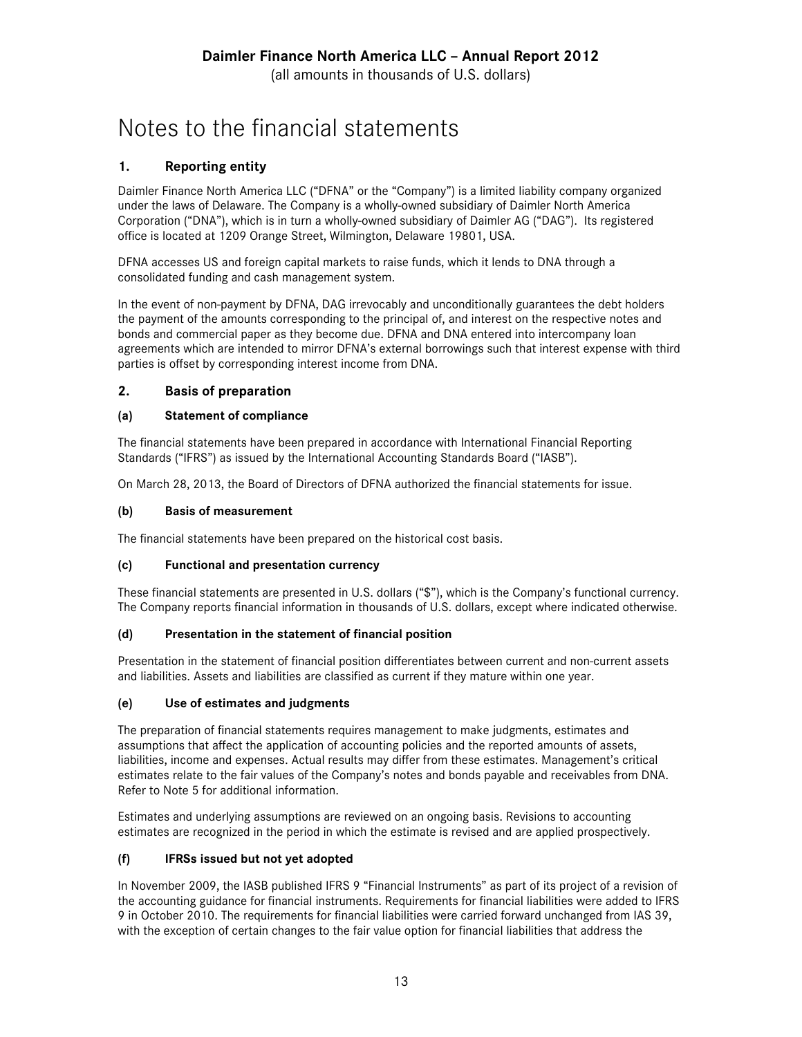# Notes to the financial statements

## 1. Reporting entity

Daimler Finance North America LLC ("DFNA" or the "Company") is a limited liability company organized under the laws of Delaware. The Company is a wholly-owned subsidiary of Daimler North America Corporation ("DNA"), which is in turn a wholly-owned subsidiary of Daimler AG ("DAG"). Its registered office is located at 1209 Orange Street, Wilmington, Delaware 19801, USA.

DFNA accesses US and foreign capital markets to raise funds, which it lends to DNA through a consolidated funding and cash management system.

In the event of non-payment by DFNA, DAG irrevocably and unconditionally guarantees the debt holders the payment of the amounts corresponding to the principal of, and interest on the respective notes and bonds and commercial paper as they become due. DFNA and DNA entered into intercompany loan agreements which are intended to mirror DFNA's external borrowings such that interest expense with third parties is offset by corresponding interest income from DNA.

## 2. Basis of preparation

### (a) Statement of compliance

The financial statements have been prepared in accordance with International Financial Reporting Standards ("IFRS") as issued by the International Accounting Standards Board ("IASB").

On March 28, 2013, the Board of Directors of DFNA authorized the financial statements for issue.

### (b) Basis of measurement

The financial statements have been prepared on the historical cost basis.

### (c) Functional and presentation currency

These financial statements are presented in U.S. dollars ("$"), which is the Company's functional currency. The Company reports financial information in thousands of U.S. dollars, except where indicated otherwise.

### (d) Presentation in the statement of financial position

Presentation in the statement of financial position differentiates between current and non-current assets and liabilities. Assets and liabilities are classified as current if they mature within one year.

### (e) Use of estimates and judgments

The preparation of financial statements requires management to make judgments, estimates and assumptions that affect the application of accounting policies and the reported amounts of assets, liabilities, income and expenses. Actual results may differ from these estimates. Management's critical estimates relate to the fair values of the Company's notes and bonds payable and receivables from DNA. Refer to Note 5 for additional information.

Estimates and underlying assumptions are reviewed on an ongoing basis. Revisions to accounting estimates are recognized in the period in which the estimate is revised and are applied prospectively.

### (f) IFRSs issued but not yet adopted

In November 2009, the IASB published IFRS 9 "Financial Instruments" as part of its project of a revision of the accounting guidance for financial instruments. Requirements for financial liabilities were added to IFRS 9 in October 2010. The requirements for financial liabilities were carried forward unchanged from IAS 39, with the exception of certain changes to the fair value option for financial liabilities that address the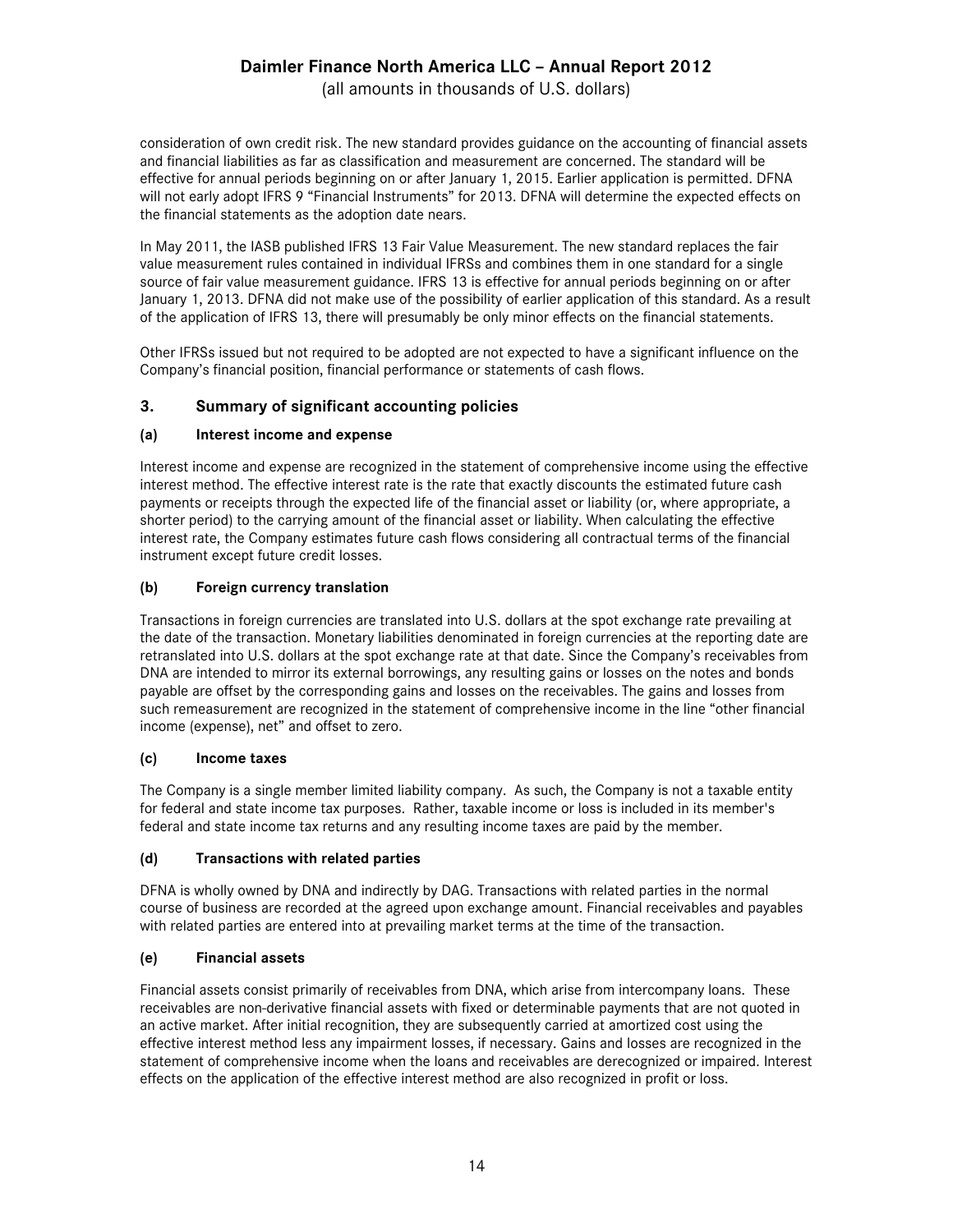consideration of own credit risk. The new standard provides guidance on the accounting of financial assets and financial liabilities as far as classification and measurement are concerned. The standard will be effective for annual periods beginning on or after January 1, 2015. Earlier application is permitted. DFNA will not early adopt IFRS 9 "Financial Instruments" for 2013. DFNA will determine the expected effects on the financial statements as the adoption date nears.

In May 2011, the IASB published IFRS 13 Fair Value Measurement. The new standard replaces the fair value measurement rules contained in individual IFRSs and combines them in one standard for a single source of fair value measurement guidance. IFRS 13 is effective for annual periods beginning on or after January 1, 2013. DFNA did not make use of the possibility of earlier application of this standard. As a result of the application of IFRS 13, there will presumably be only minor effects on the financial statements.

Other IFRSs issued but not required to be adopted are not expected to have a significant influence on the Company's financial position, financial performance or statements of cash flows.

## 3. Summary of significant accounting policies

### (a) Interest income and expense

Interest income and expense are recognized in the statement of comprehensive income using the effective interest method. The effective interest rate is the rate that exactly discounts the estimated future cash payments or receipts through the expected life of the financial asset or liability (or, where appropriate, a shorter period) to the carrying amount of the financial asset or liability. When calculating the effective interest rate, the Company estimates future cash flows considering all contractual terms of the financial instrument except future credit losses.

### (b) Foreign currency translation

Transactions in foreign currencies are translated into U.S. dollars at the spot exchange rate prevailing at the date of the transaction. Monetary liabilities denominated in foreign currencies at the reporting date are retranslated into U.S. dollars at the spot exchange rate at that date. Since the Company's receivables from DNA are intended to mirror its external borrowings, any resulting gains or losses on the notes and bonds payable are offset by the corresponding gains and losses on the receivables. The gains and losses from such remeasurement are recognized in the statement of comprehensive income in the line "other financial income (expense), net" and offset to zero.

### (c) Income taxes

The Company is a single member limited liability company. As such, the Company is not a taxable entity for federal and state income tax purposes. Rather, taxable income or loss is included in its member's federal and state income tax returns and any resulting income taxes are paid by the member.

### (d) Transactions with related parties

DFNA is wholly owned by DNA and indirectly by DAG. Transactions with related parties in the normal course of business are recorded at the agreed upon exchange amount. Financial receivables and payables with related parties are entered into at prevailing market terms at the time of the transaction.

### (e) Financial assets

Financial assets consist primarily of receivables from DNA, which arise from intercompany loans. These receivables are non-derivative financial assets with fixed or determinable payments that are not quoted in an active market. After initial recognition, they are subsequently carried at amortized cost using the effective interest method less any impairment losses, if necessary. Gains and losses are recognized in the statement of comprehensive income when the loans and receivables are derecognized or impaired. Interest effects on the application of the effective interest method are also recognized in profit or loss.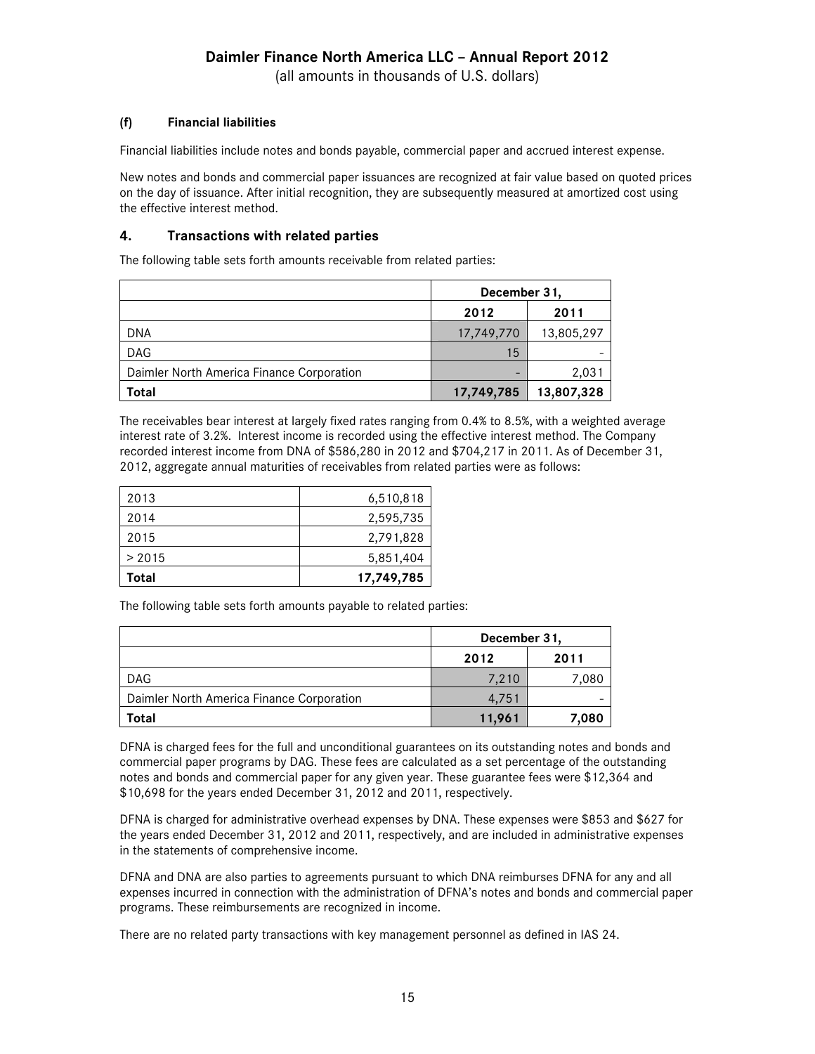**(f) Financial liabilities**

Financial liabilities include notes and bonds payable, commercial paper and accrued interest expense.

New notes and bonds and commercial paper issuances are recognized at fair value based on quoted prices on the day of issuance. After initial recognition, they are subsequently measured at amortized cost using the effective interest method.

## 4. Transactions with related parties

The following table sets forth amounts receivable from related parties:

| | December 31, | |
|---|---|---|
| | 2012 | 2011 |
| DNA | 17,749,770 | 13,805,297 |
| DAG | 15 | - |
| Daimler North America Finance Corporation | - | 2,031 |
| **Total** | **17,749,785** | **13,807,328** |

The receivables bear interest at largely fixed rates ranging from 0.4% to 8.5%, with a weighted average interest rate of 3.2%. Interest income is recorded using the effective interest method. The Company recorded interest income from DNA of $586,280 in 2012 and $704,217 in 2011. As of December 31, 2012, aggregate annual maturities of receivables from related parties were as follows:

| | |
|---|---|
| 2013 | 6,510,818 |
| 2014 | 2,595,735 |
| 2015 | 2,791,828 |
| > 2015 | 5,851,404 |
| **Total** | **17,749,785** |

The following table sets forth amounts payable to related parties:

| | December 31, | |
|---|---|---|
| | 2012 | 2011 |
| DAG | 7,210 | 7,080 |
| Daimler North America Finance Corporation | 4,751 | - |
| **Total** | **11,961** | **7,080** |

DFNA is charged fees for the full and unconditional guarantees on its outstanding notes and bonds and commercial paper programs by DAG. These fees are calculated as a set percentage of the outstanding notes and bonds and commercial paper for any given year. These guarantee fees were $12,364 and $10,698 for the years ended December 31, 2012 and 2011, respectively.

DFNA is charged for administrative overhead expenses by DNA. These expenses were $853 and $627 for the years ended December 31, 2012 and 2011, respectively, and are included in administrative expenses in the statements of comprehensive income.

DFNA and DNA are also parties to agreements pursuant to which DNA reimburses DFNA for any and all expenses incurred in connection with the administration of DFNA's notes and bonds and commercial paper programs. These reimbursements are recognized in income.

There are no related party transactions with key management personnel as defined in IAS 24.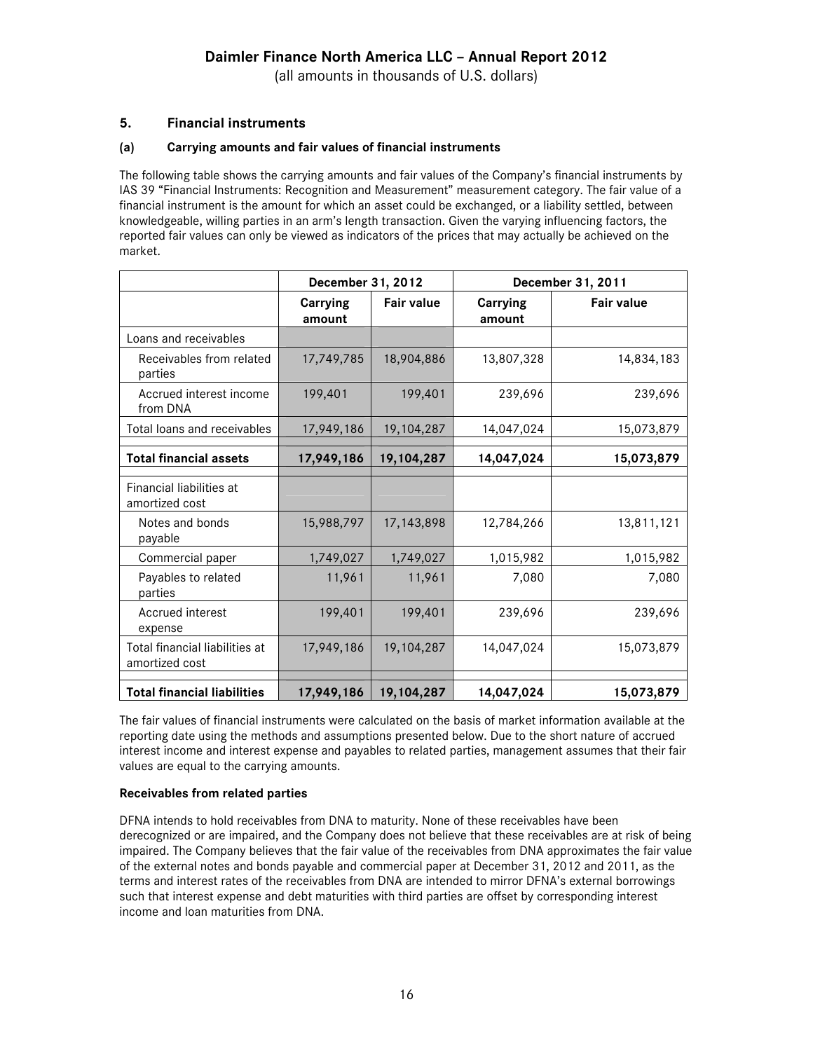# Daimler Finance North America LLC – Annual Report 2012

(all amounts in thousands of U.S. dollars)

## 5. Financial instruments

### (a) Carrying amounts and fair values of financial instruments

The following table shows the carrying amounts and fair values of the Company's financial instruments by IAS 39 "Financial Instruments: Recognition and Measurement" measurement category. The fair value of a financial instrument is the amount for which an asset could be exchanged, or a liability settled, between knowledgeable, willing parties in an arm's length transaction. Given the varying influencing factors, the reported fair values can only be viewed as indicators of the prices that may actually be achieved on the market.

| | December 31, 2012 | | December 31, 2011 | |
|---|---|---|---|---|
| | Carrying amount | Fair value | Carrying amount | Fair value |
| Loans and receivables | | | | |
| Receivables from related parties | 17,749,785 | 18,904,886 | 13,807,328 | 14,834,183 |
| Accrued interest income from DNA | 199,401 | 199,401 | 239,696 | 239,696 |
| Total loans and receivables | 17,949,186 | 19,104,287 | 14,047,024 | 15,073,879 |
| **Total financial assets** | **17,949,186** | **19,104,287** | **14,047,024** | **15,073,879** |
| Financial liabilities at amortized cost | | | | |
| Notes and bonds payable | 15,988,797 | 17,143,898 | 12,784,266 | 13,811,121 |
| Commercial paper | 1,749,027 | 1,749,027 | 1,015,982 | 1,015,982 |
| Payables to related parties | 11,961 | 11,961 | 7,080 | 7,080 |
| Accrued interest expense | 199,401 | 199,401 | 239,696 | 239,696 |
| Total financial liabilities at amortized cost | 17,949,186 | 19,104,287 | 14,047,024 | 15,073,879 |
| **Total financial liabilities** | **17,949,186** | **19,104,287** | **14,047,024** | **15,073,879** |

The fair values of financial instruments were calculated on the basis of market information available at the reporting date using the methods and assumptions presented below. Due to the short nature of accrued interest income and interest expense and payables to related parties, management assumes that their fair values are equal to the carrying amounts.

**Receivables from related parties**

DFNA intends to hold receivables from DNA to maturity. None of these receivables have been derecognized or are impaired, and the Company does not believe that these receivables are at risk of being impaired. The Company believes that the fair value of the receivables from DNA approximates the fair value of the external notes and bonds payable and commercial paper at December 31, 2012 and 2011, as the terms and interest rates of the receivables from DNA are intended to mirror DFNA's external borrowings such that interest expense and debt maturities with third parties are offset by corresponding interest income and loan maturities from DNA.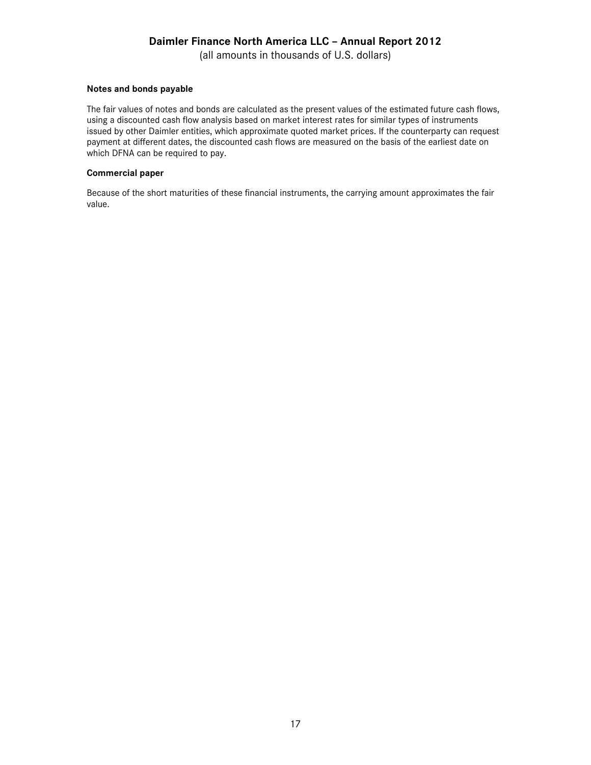**Notes and bonds payable**

The fair values of notes and bonds are calculated as the present values of the estimated future cash flows, using a discounted cash flow analysis based on market interest rates for similar types of instruments issued by other Daimler entities, which approximate quoted market prices. If the counterparty can request payment at different dates, the discounted cash flows are measured on the basis of the earliest date on which DFNA can be required to pay.

**Commercial paper**

Because of the short maturities of these financial instruments, the carrying amount approximates the fair value.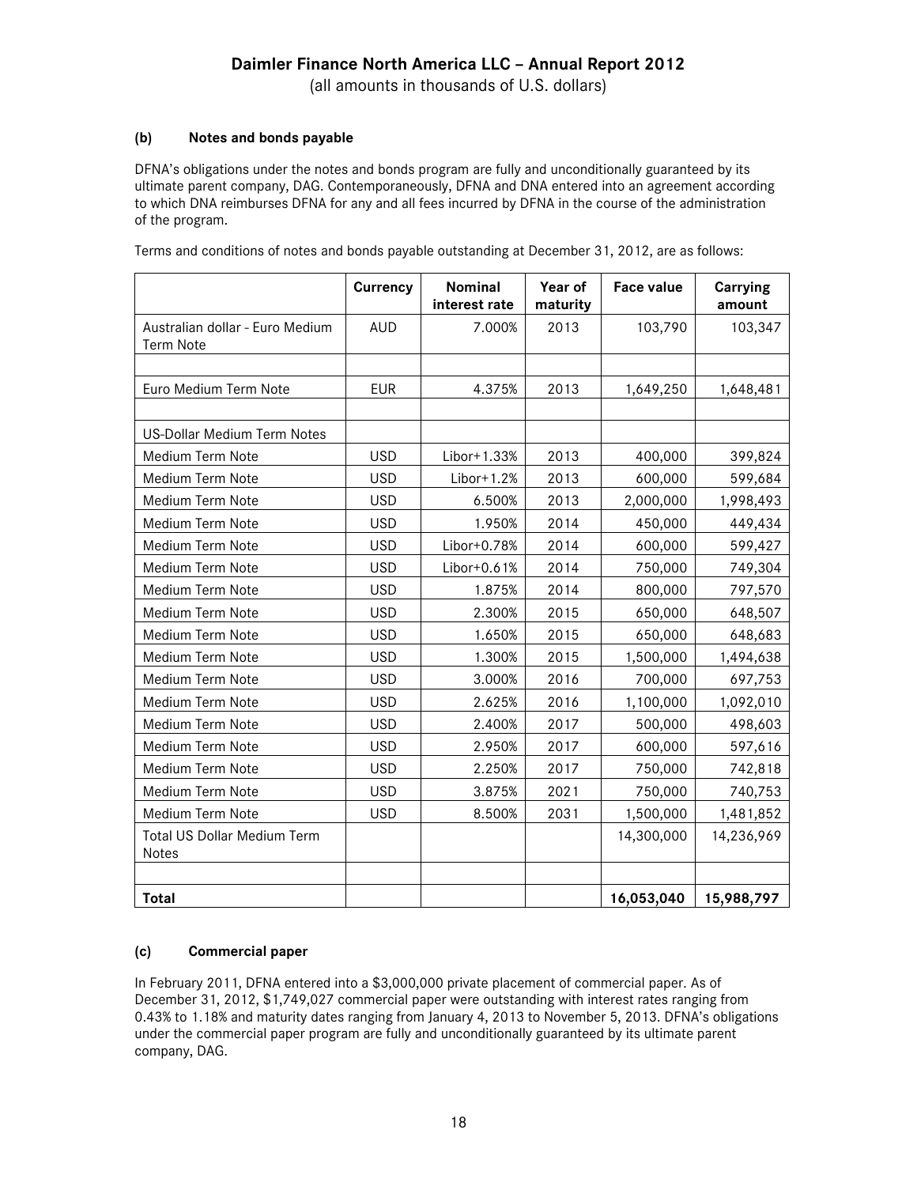### (b) Notes and bonds payable

DFNA's obligations under the notes and bonds program are fully and unconditionally guaranteed by its ultimate parent company, DAG. Contemporaneously, DFNA and DNA entered into an agreement according to which DNA reimburses DFNA for any and all fees incurred by DFNA in the course of the administration of the program.

Terms and conditions of notes and bonds payable outstanding at December 31, 2012, are as follows:

| | Currency | Nominal interest rate | Year of maturity | Face value | Carrying amount |
|---|---|---|---|---|---|
| Australian dollar - Euro Medium Term Note | AUD | 7.000% | 2013 | 103,790 | 103,347 |
| | | | | | |
| Euro Medium Term Note | EUR | 4.375% | 2013 | 1,649,250 | 1,648,481 |
| | | | | | |
| US-Dollar Medium Term Notes | | | | | |
| Medium Term Note | USD | Libor+1.33% | 2013 | 400,000 | 399,824 |
| Medium Term Note | USD | Libor+1.2% | 2013 | 600,000 | 599,684 |
| Medium Term Note | USD | 6.500% | 2013 | 2,000,000 | 1,998,493 |
| Medium Term Note | USD | 1.950% | 2014 | 450,000 | 449,434 |
| Medium Term Note | USD | Libor+0.78% | 2014 | 600,000 | 599,427 |
| Medium Term Note | USD | Libor+0.61% | 2014 | 750,000 | 749,304 |
| Medium Term Note | USD | 1.875% | 2014 | 800,000 | 797,570 |
| Medium Term Note | USD | 2.300% | 2015 | 650,000 | 648,507 |
| Medium Term Note | USD | 1.650% | 2015 | 650,000 | 648,683 |
| Medium Term Note | USD | 1.300% | 2015 | 1,500,000 | 1,494,638 |
| Medium Term Note | USD | 3.000% | 2016 | 700,000 | 697,753 |
| Medium Term Note | USD | 2.625% | 2016 | 1,100,000 | 1,092,010 |
| Medium Term Note | USD | 2.400% | 2017 | 500,000 | 498,603 |
| Medium Term Note | USD | 2.950% | 2017 | 600,000 | 597,616 |
| Medium Term Note | USD | 2.250% | 2017 | 750,000 | 742,818 |
| Medium Term Note | USD | 3.875% | 2021 | 750,000 | 740,753 |
| Medium Term Note | USD | 8.500% | 2031 | 1,500,000 | 1,481,852 |
| Total US Dollar Medium Term Notes | | | | 14,300,000 | 14,236,969 |
| | | | | | |
| **Total** | | | | **16,053,040** | **15,988,797** |

### (c) Commercial paper

In February 2011, DFNA entered into a $3,000,000 private placement of commercial paper. As of December 31, 2012, $1,749,027 commercial paper were outstanding with interest rates ranging from 0.43% to 1.18% and maturity dates ranging from January 4, 2013 to November 5, 2013. DFNA's obligations under the commercial paper program are fully and unconditionally guaranteed by its ultimate parent company, DAG.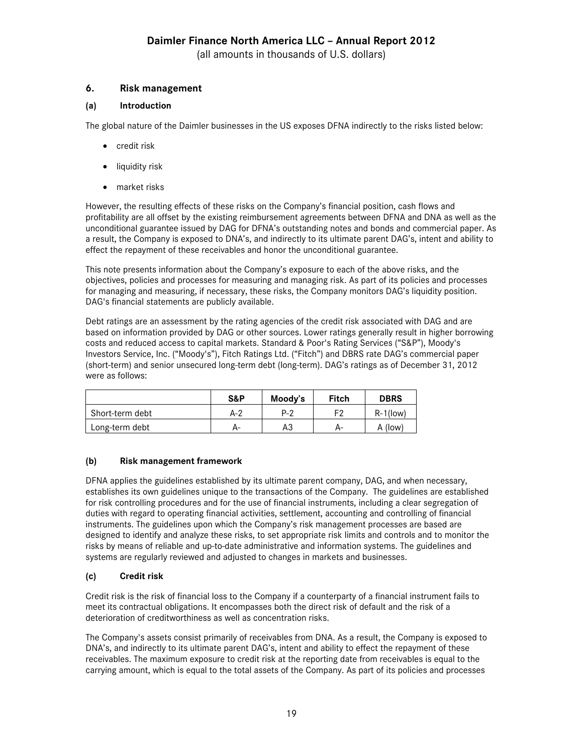## 6. Risk management

### (a) Introduction

The global nature of the Daimler businesses in the US exposes DFNA indirectly to the risks listed below:

- credit risk
- liquidity risk
- market risks

However, the resulting effects of these risks on the Company's financial position, cash flows and profitability are all offset by the existing reimbursement agreements between DFNA and DNA as well as the unconditional guarantee issued by DAG for DFNA's outstanding notes and bonds and commercial paper. As a result, the Company is exposed to DNA's, and indirectly to its ultimate parent DAG's, intent and ability to effect the repayment of these receivables and honor the unconditional guarantee.

This note presents information about the Company's exposure to each of the above risks, and the objectives, policies and processes for measuring and managing risk. As part of its policies and processes for managing and measuring, if necessary, these risks, the Company monitors DAG's liquidity position. DAG's financial statements are publicly available.

Debt ratings are an assessment by the rating agencies of the credit risk associated with DAG and are based on information provided by DAG or other sources. Lower ratings generally result in higher borrowing costs and reduced access to capital markets. Standard & Poor's Rating Services ("S&P"), Moody's Investors Service, Inc. ("Moody's"), Fitch Ratings Ltd. ("Fitch") and DBRS rate DAG's commercial paper (short-term) and senior unsecured long-term debt (long-term). DAG's ratings as of December 31, 2012 were as follows:

| | S&P | Moody's | Fitch | DBRS |
|---|---|---|---|---|
| Short-term debt | A-2 | P-2 | F2 | R-1(low) |
| Long-term debt | A- | A3 | A- | A (low) |

### (b) Risk management framework

DFNA applies the guidelines established by its ultimate parent company, DAG, and when necessary, establishes its own guidelines unique to the transactions of the Company. The guidelines are established for risk controlling procedures and for the use of financial instruments, including a clear segregation of duties with regard to operating financial activities, settlement, accounting and controlling of financial instruments. The guidelines upon which the Company's risk management processes are based are designed to identify and analyze these risks, to set appropriate risk limits and controls and to monitor the risks by means of reliable and up-to-date administrative and information systems. The guidelines and systems are regularly reviewed and adjusted to changes in markets and businesses.

### (c) Credit risk

Credit risk is the risk of financial loss to the Company if a counterparty of a financial instrument fails to meet its contractual obligations. It encompasses both the direct risk of default and the risk of a deterioration of creditworthiness as well as concentration risks.

The Company's assets consist primarily of receivables from DNA. As a result, the Company is exposed to DNA's, and indirectly to its ultimate parent DAG's, intent and ability to effect the repayment of these receivables. The maximum exposure to credit risk at the reporting date from receivables is equal to the carrying amount, which is equal to the total assets of the Company. As part of its policies and processes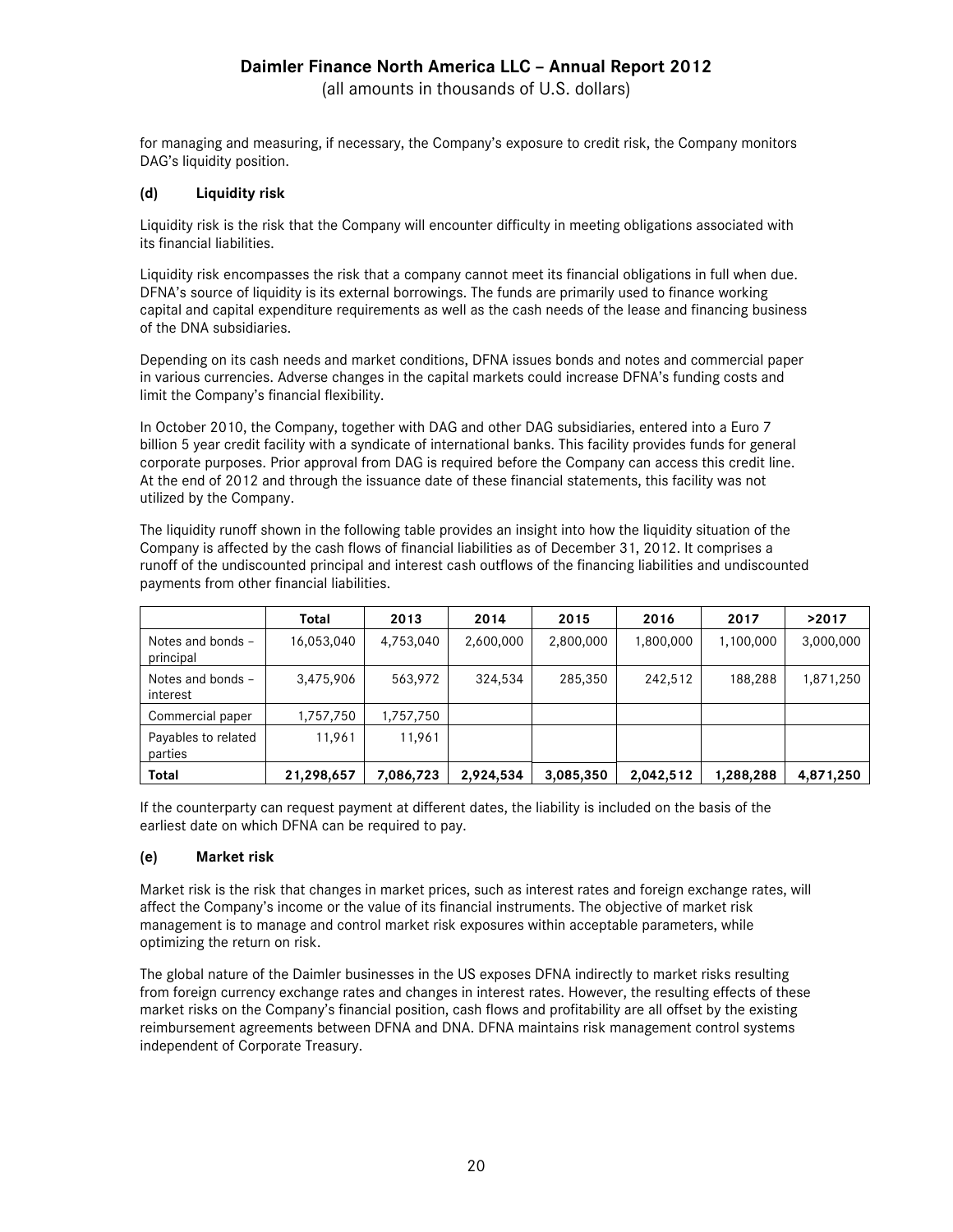for managing and measuring, if necessary, the Company's exposure to credit risk, the Company monitors DAG's liquidity position.

### (d) Liquidity risk

Liquidity risk is the risk that the Company will encounter difficulty in meeting obligations associated with its financial liabilities.

Liquidity risk encompasses the risk that a company cannot meet its financial obligations in full when due. DFNA's source of liquidity is its external borrowings. The funds are primarily used to finance working capital and capital expenditure requirements as well as the cash needs of the lease and financing business of the DNA subsidiaries.

Depending on its cash needs and market conditions, DFNA issues bonds and notes and commercial paper in various currencies. Adverse changes in the capital markets could increase DFNA's funding costs and limit the Company's financial flexibility.

In October 2010, the Company, together with DAG and other DAG subsidiaries, entered into a Euro 7 billion 5 year credit facility with a syndicate of international banks. This facility provides funds for general corporate purposes. Prior approval from DAG is required before the Company can access this credit line. At the end of 2012 and through the issuance date of these financial statements, this facility was not utilized by the Company.

The liquidity runoff shown in the following table provides an insight into how the liquidity situation of the Company is affected by the cash flows of financial liabilities as of December 31, 2012. It comprises a runoff of the undiscounted principal and interest cash outflows of the financing liabilities and undiscounted payments from other financial liabilities.

| | Total | 2013 | 2014 | 2015 | 2016 | 2017 | >2017 |
|---|---|---|---|---|---|---|---|
| Notes and bonds – principal | 16,053,040 | 4,753,040 | 2,600,000 | 2,800,000 | 1,800,000 | 1,100,000 | 3,000,000 |
| Notes and bonds – interest | 3,475,906 | 563,972 | 324,534 | 285,350 | 242,512 | 188,288 | 1,871,250 |
| Commercial paper | 1,757,750 | 1,757,750 | | | | | |
| Payables to related parties | 11,961 | 11,961 | | | | | |
| **Total** | **21,298,657** | **7,086,723** | **2,924,534** | **3,085,350** | **2,042,512** | **1,288,288** | **4,871,250** |

If the counterparty can request payment at different dates, the liability is included on the basis of the earliest date on which DFNA can be required to pay.

### (e) Market risk

Market risk is the risk that changes in market prices, such as interest rates and foreign exchange rates, will affect the Company's income or the value of its financial instruments. The objective of market risk management is to manage and control market risk exposures within acceptable parameters, while optimizing the return on risk.

The global nature of the Daimler businesses in the US exposes DFNA indirectly to market risks resulting from foreign currency exchange rates and changes in interest rates. However, the resulting effects of these market risks on the Company's financial position, cash flows and profitability are all offset by the existing reimbursement agreements between DFNA and DNA. DFNA maintains risk management control systems independent of Corporate Treasury.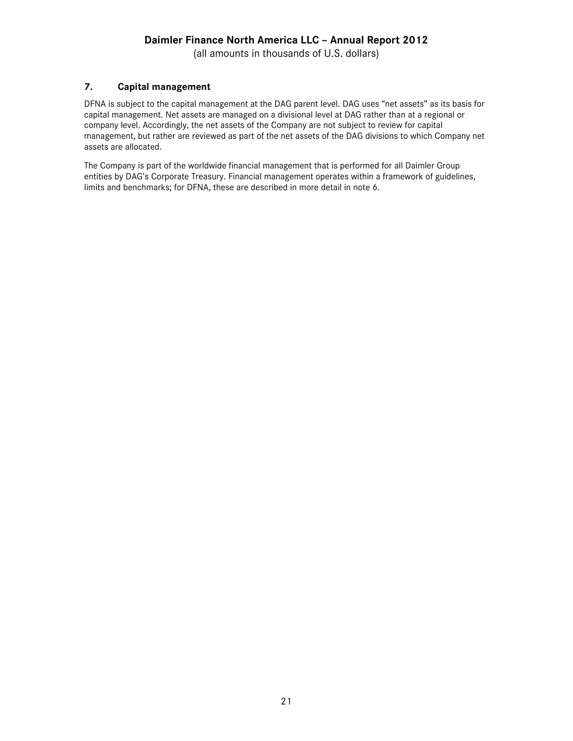## 7. Capital management

DFNA is subject to the capital management at the DAG parent level. DAG uses "net assets" as its basis for capital management. Net assets are managed on a divisional level at DAG rather than at a regional or company level. Accordingly, the net assets of the Company are not subject to review for capital management, but rather are reviewed as part of the net assets of the DAG divisions to which Company net assets are allocated.

The Company is part of the worldwide financial management that is performed for all Daimler Group entities by DAG's Corporate Treasury. Financial management operates within a framework of guidelines, limits and benchmarks; for DFNA, these are described in more detail in note 6.